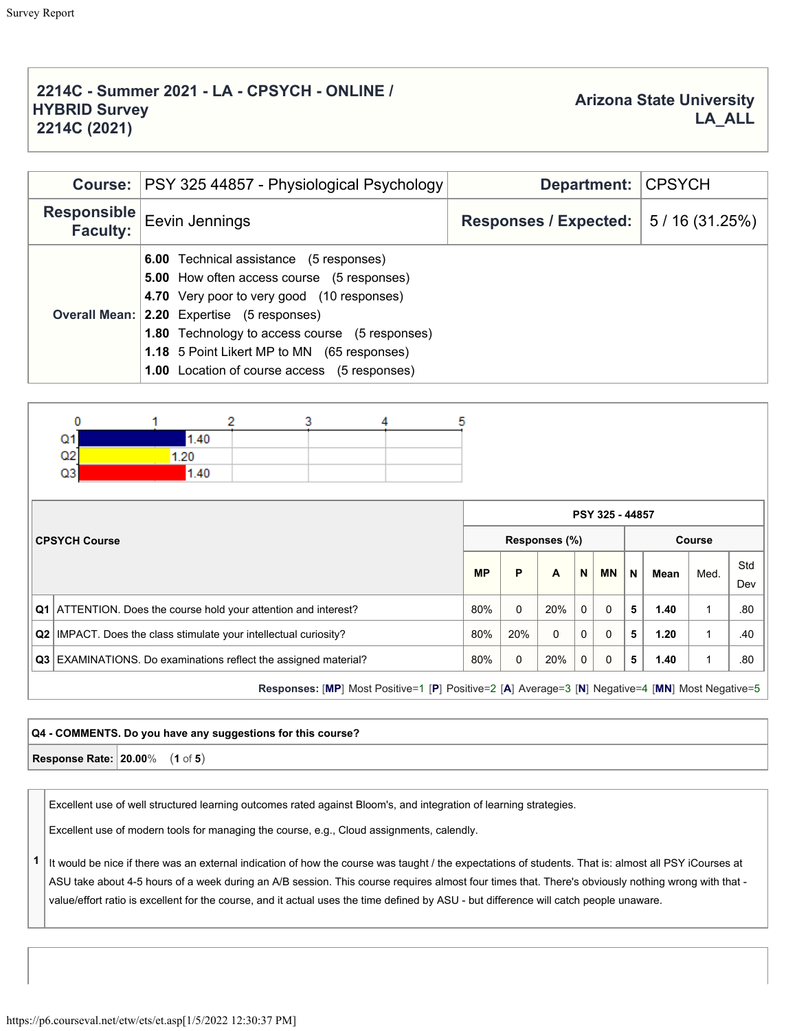## 2214C - Summer 2021 - LA - CPSYCH - ONLINE / HYBRID Survey 2214C (2021)

**Arizona State University**
**LA_ALL**

| **Course:** | PSY 325 44857 - Physiological Psychology | **Department:** | CPSYCH |
|---|---|---|---|
| **Responsible Faculty:** | Eevin Jennings | **Responses / Expected:** | 5 / 16 (31.25%) |

**Overall Mean:**

- **6.00** Technical assistance (5 responses)
- **5.00** How often access course (5 responses)
- **4.70** Very poor to very good (10 responses)
- **2.20** Expertise (5 responses)
- **1.80** Technology to access course (5 responses)
- **1.18** 5 Point Likert MP to MN (65 responses)
- **1.00** Location of course access (5 responses)

| | Mean |
|---|---|
| Q1 | 1.40 |
| Q2 | 1.20 |
| Q3 | 1.40 |

| **CPSYCH Course** | | **PSY 325 - 44857** | | | | | | | | |
|---|---|---|---|---|---|---|---|---|---|---|
| | | **Responses (%)** | | | | | **Course** | | | |
| | | **MP** | **P** | **A** | **N** | **MN** | **N** | **Mean** | **Med.** | **Std Dev** |
| **Q1** | ATTENTION. Does the course hold your attention and interest? | 80% | 0 | 20% | 0 | 0 | **5** | **1.40** | 1 | .80 |
| **Q2** | IMPACT. Does the class stimulate your intellectual curiosity? | 80% | 20% | 0 | 0 | 0 | **5** | **1.20** | 1 | .40 |
| **Q3** | EXAMINATIONS. Do examinations reflect the assigned material? | 80% | 0 | 20% | 0 | 0 | **5** | **1.40** | 1 | .80 |

**Responses:** [**MP**] Most Positive=1 [**P**] Positive=2 [**A**] Average=3 [**N**] Negative=4 [**MN**] Most Negative=5

**Q4 - COMMENTS. Do you have any suggestions for this course?**

**Response Rate:** **20.00**% (**1** of **5**)

**1**

Excellent use of well structured learning outcomes rated against Bloom's, and integration of learning strategies.

Excellent use of modern tools for managing the course, e.g., Cloud assignments, calendly.

It would be nice if there was an external indication of how the course was taught / the expectations of students. That is: almost all PSY iCourses at ASU take about 4-5 hours of a week during an A/B session. This course requires almost four times that. There's obviously nothing wrong with that - value/effort ratio is excellent for the course, and it actual uses the time defined by ASU - but difference will catch people unaware.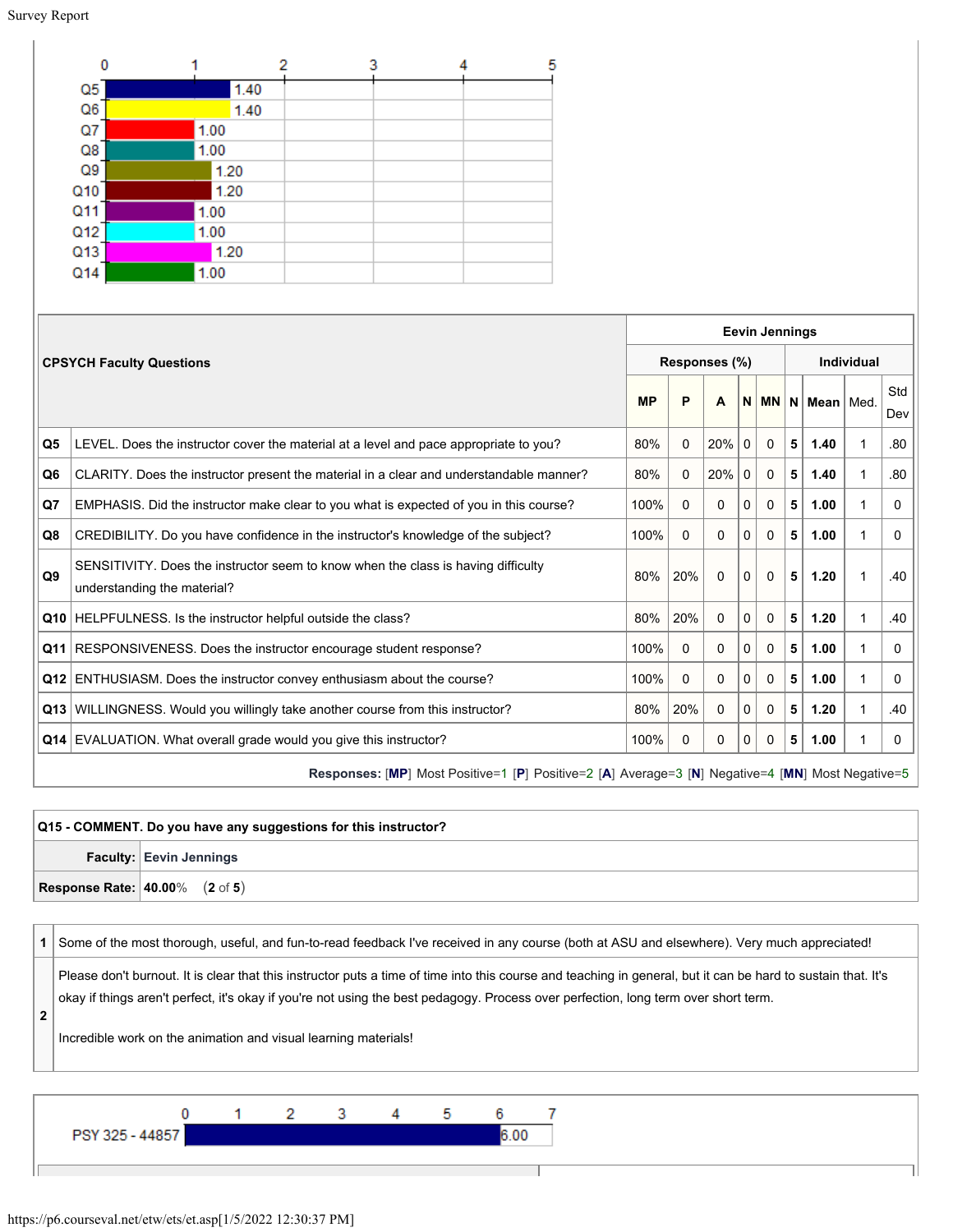| | 0 | 1 | 2 | 3 | 4 | 5 |
|---|---|---|---|---|---|---|
| Q5 | 1.40 | | | | | |
| Q6 | 1.40 | | | | | |
| Q7 | 1.00 | | | | | |
| Q8 | 1.00 | | | | | |
| Q9 | 1.20 | | | | | |
| Q10 | 1.20 | | | | | |
| Q11 | 1.00 | | | | | |
| Q12 | 1.00 | | | | | |
| Q13 | 1.20 | | | | | |
| Q14 | 1.00 | | | | | |

| **CPSYCH Faculty Questions** | | **Eevin Jennings** | | | | | | | | |
|---|---|---|---|---|---|---|---|---|---|---|
| | | **Responses (%)** | | | | | **Individual** | | | |
| | | **MP** | **P** | **A** | **N** | **MN** | **N** | **Mean** | Med. | Std Dev |
| **Q5** | LEVEL. Does the instructor cover the material at a level and pace appropriate to you? | 80% | 0 | 20% | 0 | 0 | **5** | **1.40** | 1 | .80 |
| **Q6** | CLARITY. Does the instructor present the material in a clear and understandable manner? | 80% | 0 | 20% | 0 | 0 | **5** | **1.40** | 1 | .80 |
| **Q7** | EMPHASIS. Did the instructor make clear to you what is expected of you in this course? | 100% | 0 | 0 | 0 | 0 | **5** | **1.00** | 1 | 0 |
| **Q8** | CREDIBILITY. Do you have confidence in the instructor's knowledge of the subject? | 100% | 0 | 0 | 0 | 0 | **5** | **1.00** | 1 | 0 |
| **Q9** | SENSITIVITY. Does the instructor seem to know when the class is having difficulty understanding the material? | 80% | 20% | 0 | 0 | 0 | **5** | **1.20** | 1 | .40 |
| **Q10** | HELPFULNESS. Is the instructor helpful outside the class? | 80% | 20% | 0 | 0 | 0 | **5** | **1.20** | 1 | .40 |
| **Q11** | RESPONSIVENESS. Does the instructor encourage student response? | 100% | 0 | 0 | 0 | 0 | **5** | **1.00** | 1 | 0 |
| **Q12** | ENTHUSIASM. Does the instructor convey enthusiasm about the course? | 100% | 0 | 0 | 0 | 0 | **5** | **1.00** | 1 | 0 |
| **Q13** | WILLINGNESS. Would you willingly take another course from this instructor? | 80% | 20% | 0 | 0 | 0 | **5** | **1.20** | 1 | .40 |
| **Q14** | EVALUATION. What overall grade would you give this instructor? | 100% | 0 | 0 | 0 | 0 | **5** | **1.00** | 1 | 0 |

**Responses:** [**MP**] Most Positive=1 [**P**] Positive=2 [**A**] Average=3 [**N**] Negative=4 [**MN**] Most Negative=5

**Q15 - COMMENT. Do you have any suggestions for this instructor?**

| **Faculty:** | **Eevin Jennings** |
|---|---|
| **Response Rate:** | **40.00**% (**2** of **5**) |

| | |
|---|---|
| **1** | Some of the most thorough, useful, and fun-to-read feedback I've received in any course (both at ASU and elsewhere). Very much appreciated! |
| **2** | Please don't burnout. It is clear that this instructor puts a time of time into this course and teaching in general, but it can be hard to sustain that. It's okay if things aren't perfect, it's okay if you're not using the best pedagogy. Process over perfection, long term over short term.<br><br>Incredible work on the animation and visual learning materials! |

| | 0 | 1 | 2 | 3 | 4 | 5 | 6 | 7 |
|---|---|---|---|---|---|---|---|---|
| PSY 325 - 44857 | 6.00 | | | | | | | |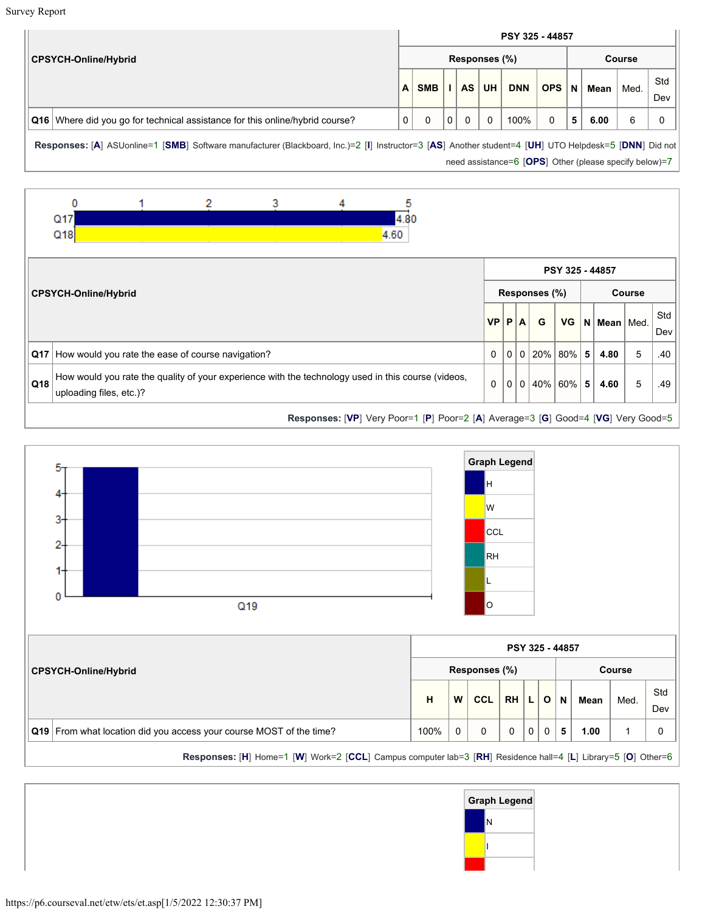| CPSYCH-Online/Hybrid | | PSY 325 - 44857 | | | | | | | | | | |
|---|---|---|---|---|---|---|---|---|---|---|---|---|
| | | Responses (%) | | | | | | | Course | | | |
| | | A | SMB | I | AS | UH | DNN | OPS | N | Mean | Med. | Std Dev |
| Q16 | Where did you go for technical assistance for this online/hybrid course? | 0 | 0 | 0 | 0 | 0 | 100% | 0 | 5 | 6.00 | 6 | 0 |

**Responses:** [A] ASUonline=1 [SMB] Software manufacturer (Blackboard, Inc.)=2 [I] Instructor=3 [AS] Another student=4 [UH] UTO Helpdesk=5 [DNN] Did not need assistance=6 [OPS] Other (please specify below)=7

| CPSYCH-Online/Hybrid | | PSY 325 - 44857 | | | | | | | | |
|---|---|---|---|---|---|---|---|---|---|---|
| | | Responses (%) | | | | | Course | | | |
| | | VP | P | A | G | VG | N | Mean | Med. | Std Dev |
| Q17 | How would you rate the ease of course navigation? | 0 | 0 | 0 | 20% | 80% | 5 | 4.80 | 5 | .40 |
| Q18 | How would you rate the quality of your experience with the technology used in this course (videos, uploading files, etc.)? | 0 | 0 | 0 | 40% | 60% | 5 | 4.60 | 5 | .49 |

**Responses:** [VP] Very Poor=1 [P] Poor=2 [A] Average=3 [G] Good=4 [VG] Very Good=5

Graph Legend: H, W, CCL, RH, L, O

| CPSYCH-Online/Hybrid | | PSY 325 - 44857 | | | | | | | | | |
|---|---|---|---|---|---|---|---|---|---|---|---|
| | | Responses (%) | | | | | | Course | | | |
| | | H | W | CCL | RH | L | O | N | Mean | Med. | Std Dev |
| Q19 | From what location did you access your course MOST of the time? | 100% | 0 | 0 | 0 | 0 | 0 | 5 | 1.00 | 1 | 0 |

**Responses:** [H] Home=1 [W] Work=2 [CCL] Campus computer lab=3 [RH] Residence hall=4 [L] Library=5 [O] Other=6

Graph Legend: N, I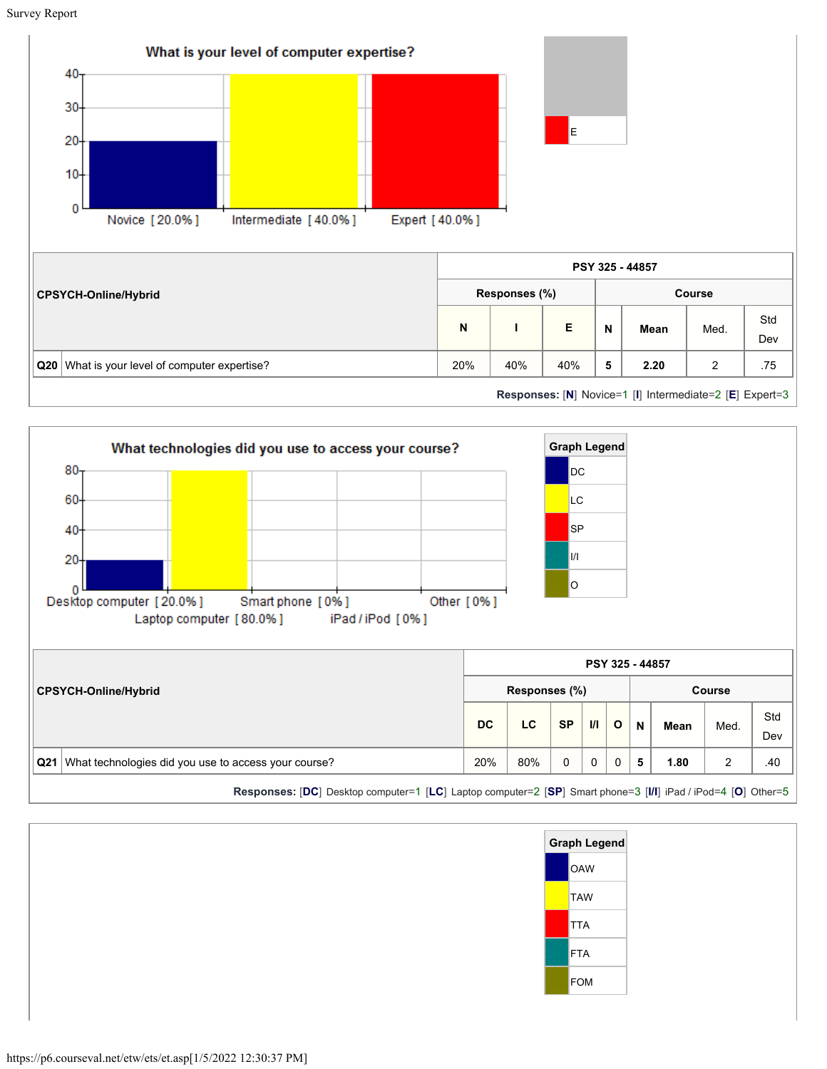**What is your level of computer expertise?**

Novice [ 20.0% ] | Intermediate [ 40.0% ] | Expert [ 40.0% ]

E

| CPSYCH-Online/Hybrid | | PSY 325 - 44857 | | | | | | |
|---|---|---|---|---|---|---|---|---|
| | | Responses (%) | | | Course | | | |
| | | N | I | E | N | Mean | Med. | Std Dev |
| Q20 | What is your level of computer expertise? | 20% | 40% | 40% | 5 | 2.20 | 2 | .75 |

**Responses:** [**N**] Novice=1 [**I**] Intermediate=2 [**E**] Expert=3

**What technologies did you use to access your course?**

Desktop computer [ 20.0% ] | Laptop computer [ 80.0% ] | Smart phone [ 0% ] | iPad / iPod [ 0% ] | Other [ 0% ]

| Graph Legend |
|---|
| DC |
| LC |
| SP |
| I/I |
| O |

| CPSYCH-Online/Hybrid | | PSY 325 - 44857 | | | | | | | | |
|---|---|---|---|---|---|---|---|---|---|---|
| | | Responses (%) | | | | | Course | | | |
| | | DC | LC | SP | I/I | O | N | Mean | Med. | Std Dev |
| Q21 | What technologies did you use to access your course? | 20% | 80% | 0 | 0 | 0 | 5 | 1.80 | 2 | .40 |

**Responses:** [**DC**] Desktop computer=1 [**LC**] Laptop computer=2 [**SP**] Smart phone=3 [**I/I**] iPad / iPod=4 [**O**] Other=5

| Graph Legend |
|---|
| OAW |
| TAW |
| TTA |
| FTA |
| FOM |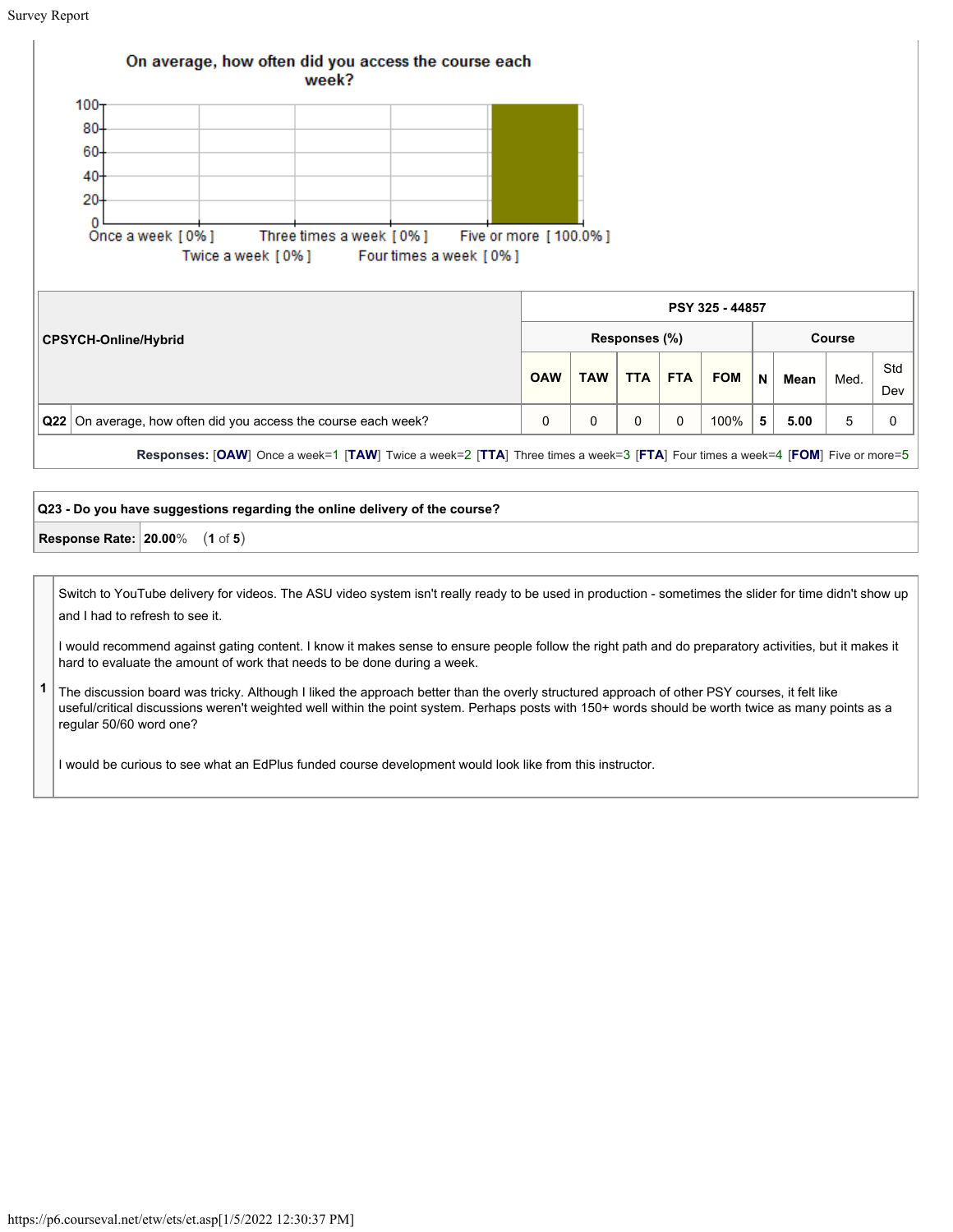On average, how often did you access the course each week?

100
80
60
40
20
0

Once a week [ 0% ]
Twice a week [ 0% ]
Three times a week [ 0% ]
Four times a week [ 0% ]
Five or more [ 100.0% ]

| CPSYCH-Online/Hybrid | | PSY 325 - 44857 | | | | | | | | |
|---|---|---|---|---|---|---|---|---|---|---|
| | | Responses (%) | | | | | Course | | | |
| | | OAW | TAW | TTA | FTA | FOM | N | Mean | Med. | Std Dev |
| Q22 | On average, how often did you access the course each week? | 0 | 0 | 0 | 0 | 100% | 5 | 5.00 | 5 | 0 |

**Responses:** [**OAW**] Once a week=1 [**TAW**] Twice a week=2 [**TTA**] Three times a week=3 [**FTA**] Four times a week=4 [**FOM**] Five or more=5

| Q23 - Do you have suggestions regarding the online delivery of the course? | |
|---|---|
| **Response Rate:** | **20.00**% (**1** of **5**) |

| | |
|---|---|
| 1 | Switch to YouTube delivery for videos. The ASU video system isn't really ready to be used in production - sometimes the slider for time didn't show up and I had to refresh to see it.<br><br>I would recommend against gating content. I know it makes sense to ensure people follow the right path and do preparatory activities, but it makes it hard to evaluate the amount of work that needs to be done during a week.<br><br>The discussion board was tricky. Although I liked the approach better than the overly structured approach of other PSY courses, it felt like useful/critical discussions weren't weighted well within the point system. Perhaps posts with 150+ words should be worth twice as many points as a regular 50/60 word one?<br><br>I would be curious to see what an EdPlus funded course development would look like from this instructor. |